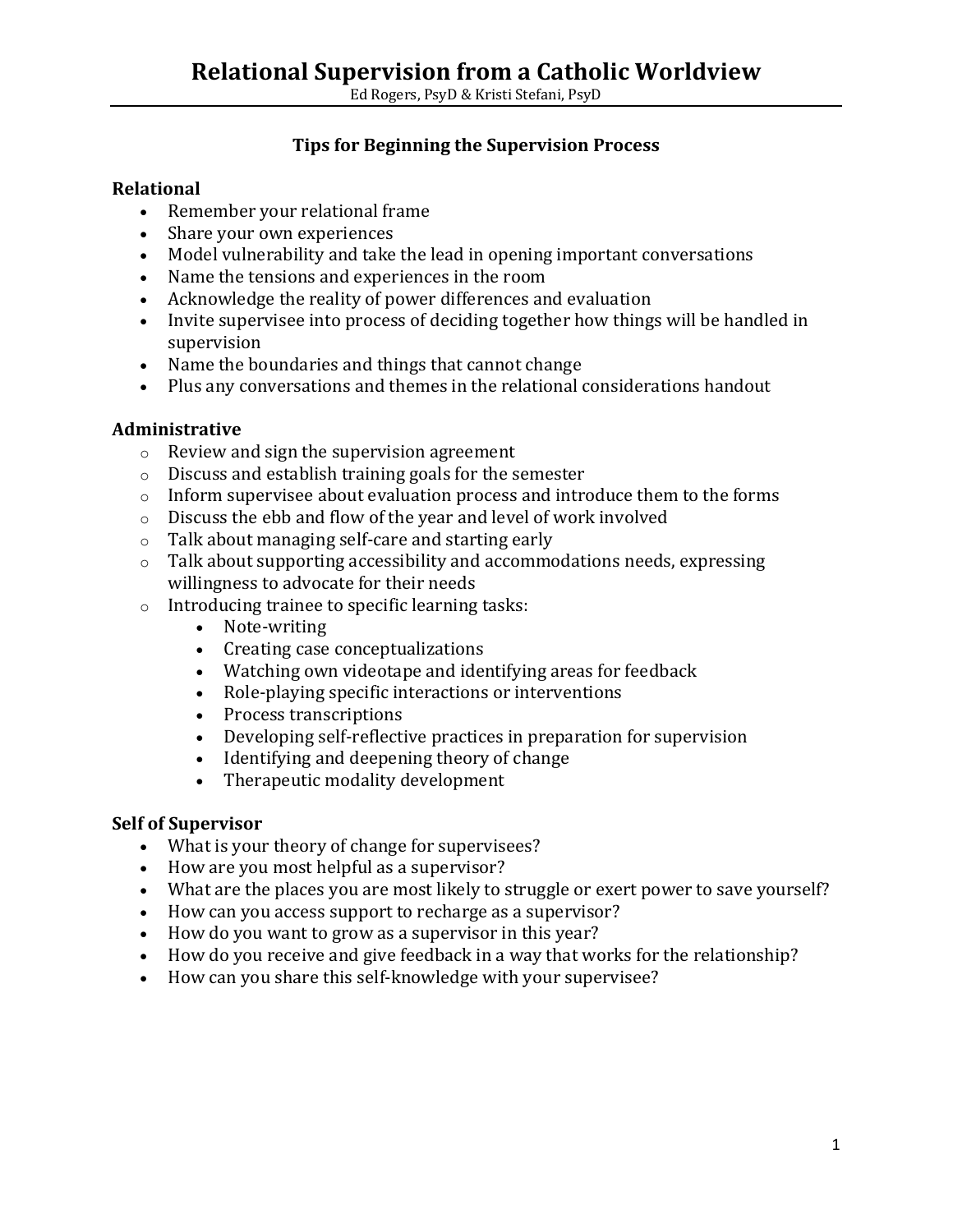# Relational Supervision from a Catholic Worldview

Ed Rogers, PsyD & Kristi Stefani, PsyD

## Tips for Beginning the Supervision Process

### Relational

- Remember your relational frame
- Share your own experiences
- Model vulnerability and take the lead in opening important conversations
- Name the tensions and experiences in the room
- Acknowledge the reality of power differences and evaluation
- Invite supervisee into process of deciding together how things will be handled in supervision
- Name the boundaries and things that cannot change
- Plus any conversations and themes in the relational considerations handout

### Administrative

- Review and sign the supervision agreement
- Discuss and establish training goals for the semester
- Inform supervisee about evaluation process and introduce them to the forms
- Discuss the ebb and flow of the year and level of work involved
- Talk about managing self-care and starting early
- Talk about supporting accessibility and accommodations needs, expressing willingness to advocate for their needs
- Introducing trainee to specific learning tasks:
  - Note-writing
  - Creating case conceptualizations
  - Watching own videotape and identifying areas for feedback
  - Role-playing specific interactions or interventions
  - Process transcriptions
  - Developing self-reflective practices in preparation for supervision
  - Identifying and deepening theory of change
  - Therapeutic modality development

### Self of Supervisor

- What is your theory of change for supervisees?
- How are you most helpful as a supervisor?
- What are the places you are most likely to struggle or exert power to save yourself?
- How can you access support to recharge as a supervisor?
- How do you want to grow as a supervisor in this year?
- How do you receive and give feedback in a way that works for the relationship?
- How can you share this self-knowledge with your supervisee?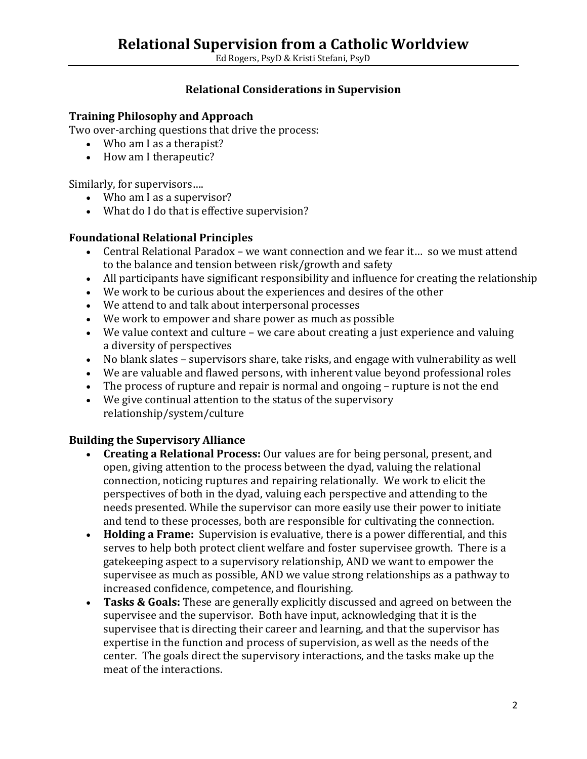## Relational Considerations in Supervision

### Training Philosophy and Approach

Two over-arching questions that drive the process:

- Who am I as a therapist?
- How am I therapeutic?

Similarly, for supervisors….

- Who am I as a supervisor?
- What do I do that is effective supervision?

### Foundational Relational Principles

- Central Relational Paradox – we want connection and we fear it… so we must attend to the balance and tension between risk/growth and safety
- All participants have significant responsibility and influence for creating the relationship
- We work to be curious about the experiences and desires of the other
- We attend to and talk about interpersonal processes
- We work to empower and share power as much as possible
- We value context and culture – we care about creating a just experience and valuing a diversity of perspectives
- No blank slates – supervisors share, take risks, and engage with vulnerability as well
- We are valuable and flawed persons, with inherent value beyond professional roles
- The process of rupture and repair is normal and ongoing – rupture is not the end
- We give continual attention to the status of the supervisory relationship/system/culture

### Building the Supervisory Alliance

- **Creating a Relational Process:** Our values are for being personal, present, and open, giving attention to the process between the dyad, valuing the relational connection, noticing ruptures and repairing relationally. We work to elicit the perspectives of both in the dyad, valuing each perspective and attending to the needs presented. While the supervisor can more easily use their power to initiate and tend to these processes, both are responsible for cultivating the connection.
- **Holding a Frame:** Supervision is evaluative, there is a power differential, and this serves to help both protect client welfare and foster supervisee growth. There is a gatekeeping aspect to a supervisory relationship, AND we want to empower the supervisee as much as possible, AND we value strong relationships as a pathway to increased confidence, competence, and flourishing.
- **Tasks & Goals:** These are generally explicitly discussed and agreed on between the supervisee and the supervisor. Both have input, acknowledging that it is the supervisee that is directing their career and learning, and that the supervisor has expertise in the function and process of supervision, as well as the needs of the center. The goals direct the supervisory interactions, and the tasks make up the meat of the interactions.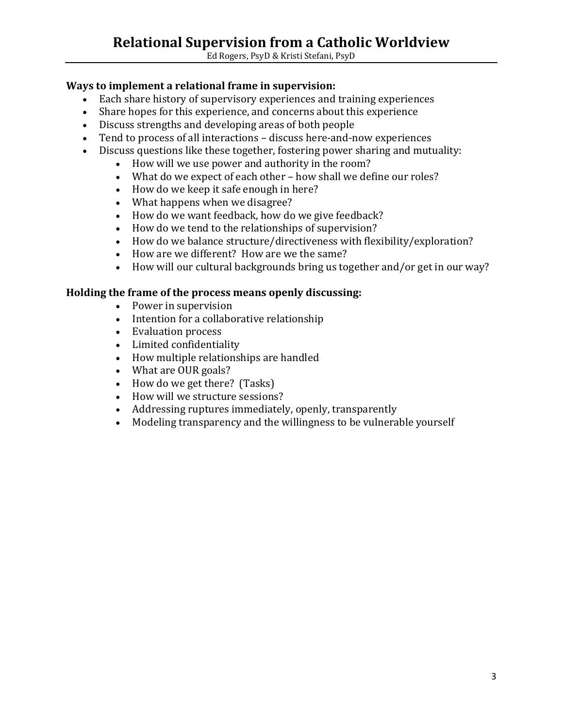**Ways to implement a relational frame in supervision:**

- Each share history of supervisory experiences and training experiences
- Share hopes for this experience, and concerns about this experience
- Discuss strengths and developing areas of both people
- Tend to process of all interactions – discuss here-and-now experiences
- Discuss questions like these together, fostering power sharing and mutuality:
    - How will we use power and authority in the room?
    - What do we expect of each other – how shall we define our roles?
    - How do we keep it safe enough in here?
    - What happens when we disagree?
    - How do we want feedback, how do we give feedback?
    - How do we tend to the relationships of supervision?
    - How do we balance structure/directiveness with flexibility/exploration?
    - How are we different? How are we the same?
    - How will our cultural backgrounds bring us together and/or get in our way?

**Holding the frame of the process means openly discussing:**

- Power in supervision
- Intention for a collaborative relationship
- Evaluation process
- Limited confidentiality
- How multiple relationships are handled
- What are OUR goals?
- How do we get there? (Tasks)
- How will we structure sessions?
- Addressing ruptures immediately, openly, transparently
- Modeling transparency and the willingness to be vulnerable yourself